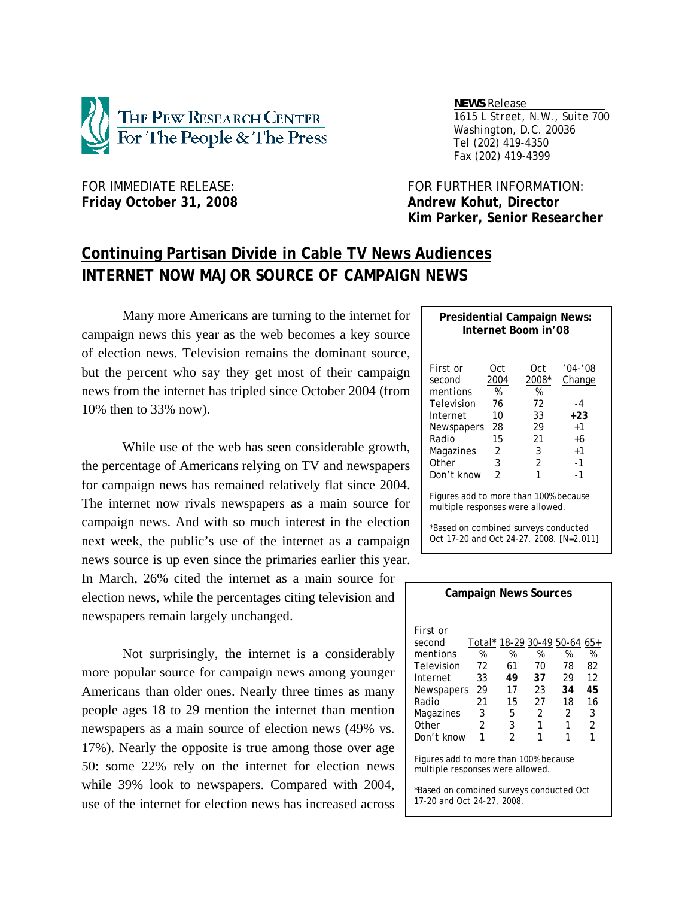**THE PEW RESEARCH CENTER**
**For The People & The Press**

**NEWS** Release
1615 L Street, N.W., Suite 700
Washington, D.C. 20036
Tel (202) 419-4350
Fax (202) 419-4399

FOR IMMEDIATE RELEASE:
**Friday October 31, 2008**

FOR FURTHER INFORMATION:
**Andrew Kohut, Director**
**Kim Parker, Senior Researcher**

# Continuing Partisan Divide in Cable TV News Audiences
## INTERNET NOW MAJOR SOURCE OF CAMPAIGN NEWS

Many more Americans are turning to the internet for campaign news this year as the web becomes a key source of election news. Television remains the dominant source, but the percent who say they get most of their campaign news from the internet has tripled since October 2004 (from 10% then to 33% now).

While use of the web has seen considerable growth, the percentage of Americans relying on TV and newspapers for campaign news has remained relatively flat since 2004. The internet now rivals newspapers as a main source for campaign news. And with so much interest in the election next week, the public's use of the internet as a campaign news source is up even since the primaries earlier this year. In March, 26% cited the internet as a main source for election news, while the percentages citing television and newspapers remain largely unchanged.

**Presidential Campaign News: Internet Boom in'08**

| First or second mentions | Oct 2004 % | Oct 2008* % | '04-'08 Change |
|---|---|---|---|
| Television | 76 | 72 | -4 |
| Internet | 10 | 33 | **+23** |
| Newspapers | 28 | 29 | +1 |
| Radio | 15 | 21 | +6 |
| Magazines | 2 | 3 | +1 |
| Other | 3 | 2 | -1 |
| Don't know | 2 | 1 | -1 |

Figures add to more than 100% because multiple responses were allowed.

*Based on combined surveys conducted Oct 17-20 and Oct 24-27, 2008. [N=2,011]

Not surprisingly, the internet is a considerably more popular source for campaign news among younger Americans than older ones. Nearly three times as many people ages 18 to 29 mention the internet than mention newspapers as a main source of election news (49% vs. 17%). Nearly the opposite is true among those over age 50: some 22% rely on the internet for election news while 39% look to newspapers. Compared with 2004, use of the internet for election news has increased across

**Campaign News Sources**

| First or second mentions | Total* % | 18-29 % | 30-49 % | 50-64 % | 65+ % |
|---|---|---|---|---|---|
| Television | 72 | 61 | 70 | 78 | 82 |
| Internet | 33 | **49** | **37** | 29 | 12 |
| Newspapers | 29 | 17 | 23 | **34** | **45** |
| Radio | 21 | 15 | 27 | 18 | 16 |
| Magazines | 3 | 5 | 2 | 2 | 3 |
| Other | 2 | 3 | 1 | 1 | 2 |
| Don't know | 1 | 2 | 1 | 1 | 1 |

Figures add to more than 100% because multiple responses were allowed.

*Based on combined surveys conducted Oct 17-20 and Oct 24-27, 2008.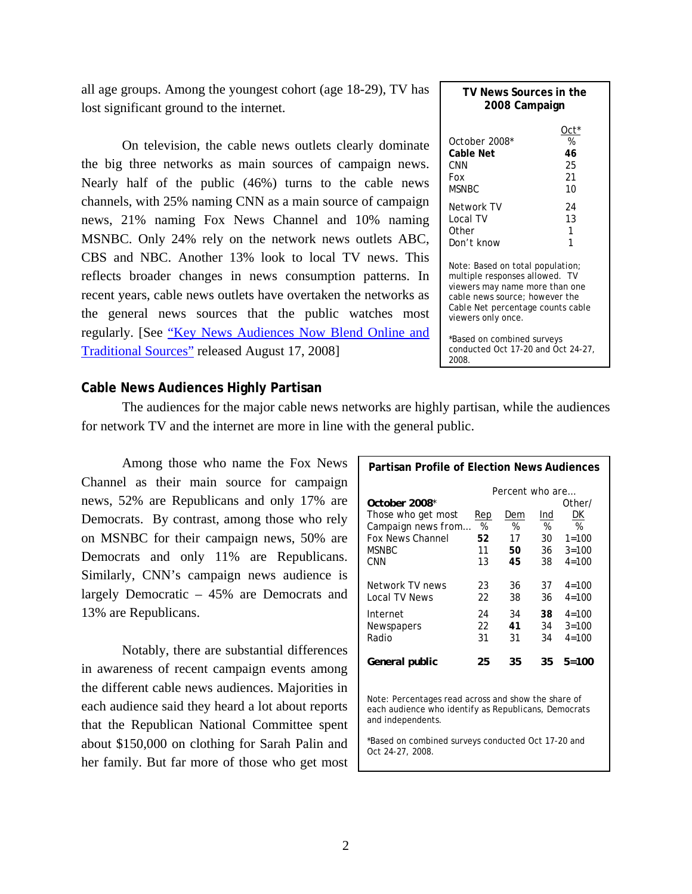all age groups. Among the youngest cohort (age 18-29), TV has lost significant ground to the internet.

On television, the cable news outlets clearly dominate the big three networks as main sources of campaign news. Nearly half of the public (46%) turns to the cable news channels, with 25% naming CNN as a main source of campaign news, 21% naming Fox News Channel and 10% naming MSNBC. Only 24% rely on the network news outlets ABC, CBS and NBC. Another 13% look to local TV news. This reflects broader changes in news consumption patterns. In recent years, cable news outlets have overtaken the networks as the general news sources that the public watches most regularly. [See "Key News Audiences Now Blend Online and Traditional Sources" released August 17, 2008]

**TV News Sources in the 2008 Campaign**

| October 2008* | Oct* % |
|---|---|
| **Cable Net** | **46** |
| CNN | 25 |
| Fox | 21 |
| MSNBC | 10 |
| Network TV | 24 |
| Local TV | 13 |
| Other | 1 |
| Don't know | 1 |

Note: Based on total population; multiple responses allowed. TV viewers may name more than one cable news source; however the Cable Net percentage counts cable viewers only once.

*Based on combined surveys conducted Oct 17-20 and Oct 24-27, 2008.

## Cable News Audiences Highly Partisan

The audiences for the major cable news networks are highly partisan, while the audiences for network TV and the internet are more in line with the general public.

Among those who name the Fox News Channel as their main source for campaign news, 52% are Republicans and only 17% are Democrats. By contrast, among those who rely on MSNBC for their campaign news, 50% are Democrats and only 11% are Republicans. Similarly, CNN's campaign news audience is largely Democratic – 45% are Democrats and 13% are Republicans.

Notably, there are substantial differences in awareness of recent campaign events among the different cable news audiences. Majorities in each audience said they heard a lot about reports that the Republican National Committee spent about $150,000 on clothing for Sarah Palin and her family. But far more of those who get most

**Partisan Profile of Election News Audiences**

| **October 2008*** Those who get most Campaign news from… | Rep % | Dem % | Ind % | Other/DK % |
|---|---|---|---|---|
| Fox News Channel | **52** | 17 | 30 | 1=100 |
| MSNBC | 11 | **50** | 36 | 3=100 |
| CNN | 13 | **45** | 38 | 4=100 |
| Network TV news | 23 | 36 | 37 | 4=100 |
| Local TV News | 22 | 38 | 36 | 4=100 |
| Internet | 24 | 34 | **38** | 4=100 |
| Newspapers | 22 | **41** | 34 | 3=100 |
| Radio | 31 | 31 | 34 | 4=100 |
| **General public** | **25** | **35** | **35** | **5=100** |

Note: Percentages read across and show the share of each audience who identify as Republicans, Democrats and independents.

*Based on combined surveys conducted Oct 17-20 and Oct 24-27, 2008.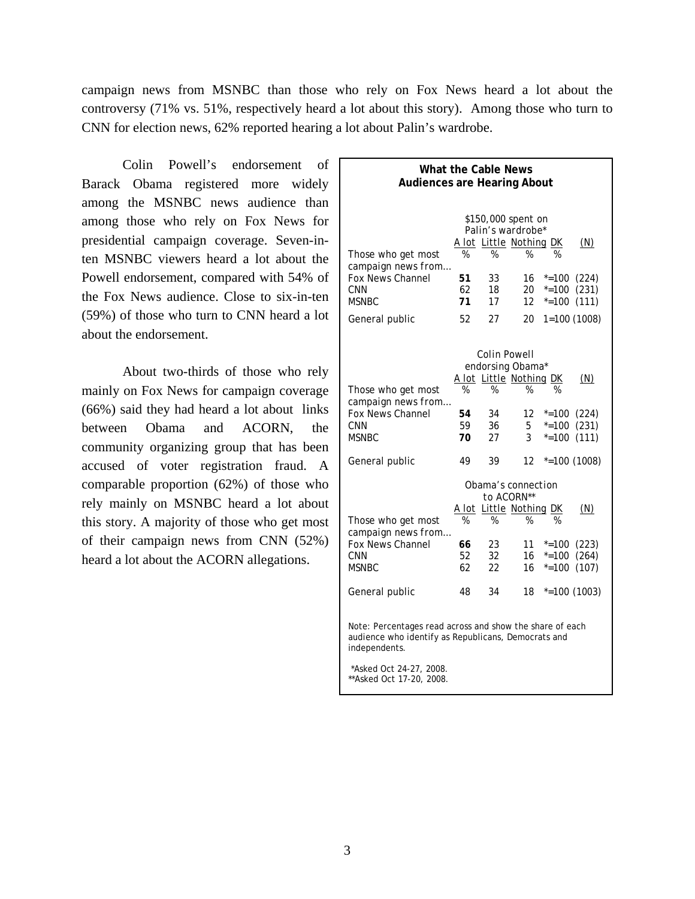campaign news from MSNBC than those who rely on Fox News heard a lot about the controversy (71% vs. 51%, respectively heard a lot about this story). Among those who turn to CNN for election news, 62% reported hearing a lot about Palin's wardrobe.

Colin Powell's endorsement of Barack Obama registered more widely among the MSNBC news audience than among those who rely on Fox News for presidential campaign coverage. Seven-in-ten MSNBC viewers heard a lot about the Powell endorsement, compared with 54% of the Fox News audience. Close to six-in-ten (59%) of those who turn to CNN heard a lot about the endorsement.

About two-thirds of those who rely mainly on Fox News for campaign coverage (66%) said they had heard a lot about links between Obama and ACORN, the community organizing group that has been accused of voter registration fraud. A comparable proportion (62%) of those who rely mainly on MSNBC heard a lot about this story. A majority of those who get most of their campaign news from CNN (52%) heard a lot about the ACORN allegations.

**What the Cable News Audiences are Hearing About**

| | $150,000 spent on Palin's wardrobe* | | | | |
|---|---|---|---|---|---|
| | A lot | Little | Nothing | DK | (N) |
| Those who get most campaign news from… | % | % | % | % | |
| Fox News Channel | **51** | 33 | 16 | *=100 | (224) |
| CNN | 62 | 18 | 20 | *=100 | (231) |
| MSNBC | **71** | 17 | 12 | *=100 | (111) |
| General public | 52 | 27 | 20 | 1=100 | (1008) |
| | **Colin Powell endorsing Obama*** | | | | |
| | A lot | Little | Nothing | DK | (N) |
| Those who get most campaign news from… | % | % | % | % | |
| Fox News Channel | **54** | 34 | 12 | *=100 | (224) |
| CNN | 59 | 36 | 5 | *=100 | (231) |
| MSNBC | **70** | 27 | 3 | *=100 | (111) |
| General public | 49 | 39 | 12 | *=100 | (1008) |
| | **Obama's connection to ACORN**** | | | | |
| | A lot | Little | Nothing | DK | (N) |
| Those who get most campaign news from… | % | % | % | % | |
| Fox News Channel | **66** | 23 | 11 | *=100 | (223) |
| CNN | 52 | 32 | 16 | *=100 | (264) |
| MSNBC | 62 | 22 | 16 | *=100 | (107) |
| General public | 48 | 34 | 18 | *=100 | (1003) |

Note: Percentages read across and show the share of each audience who identify as Republicans, Democrats and independents.

*Asked Oct 24-27, 2008.
**Asked Oct 17-20, 2008.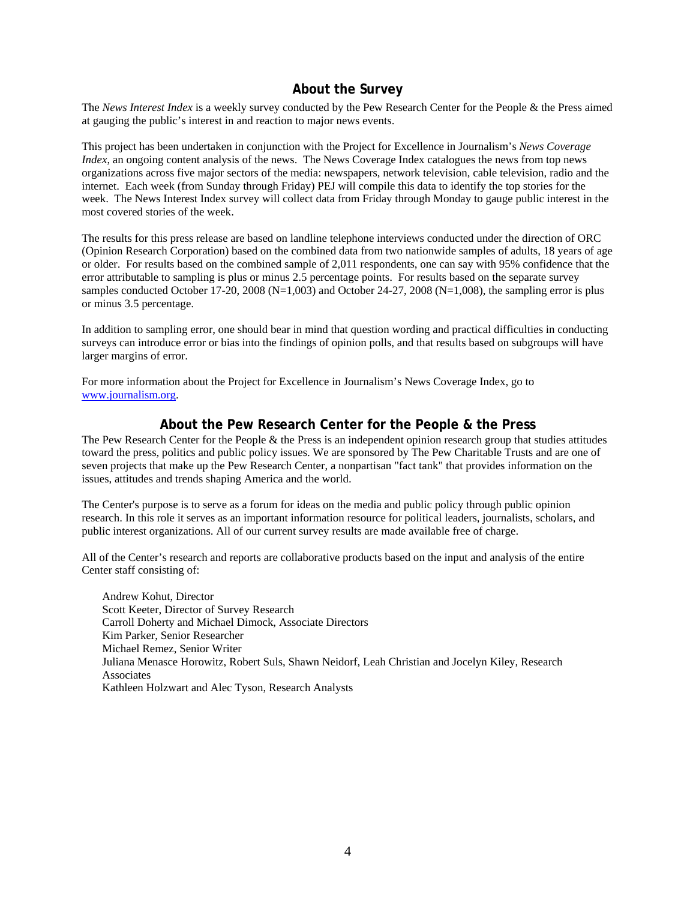## About the Survey

The *News Interest Index* is a weekly survey conducted by the Pew Research Center for the People & the Press aimed at gauging the public's interest in and reaction to major news events.

This project has been undertaken in conjunction with the Project for Excellence in Journalism's *News Coverage Index*, an ongoing content analysis of the news. The News Coverage Index catalogues the news from top news organizations across five major sectors of the media: newspapers, network television, cable television, radio and the internet. Each week (from Sunday through Friday) PEJ will compile this data to identify the top stories for the week. The News Interest Index survey will collect data from Friday through Monday to gauge public interest in the most covered stories of the week.

The results for this press release are based on landline telephone interviews conducted under the direction of ORC (Opinion Research Corporation) based on the combined data from two nationwide samples of adults, 18 years of age or older. For results based on the combined sample of 2,011 respondents, one can say with 95% confidence that the error attributable to sampling is plus or minus 2.5 percentage points. For results based on the separate survey samples conducted October 17-20, 2008 (N=1,003) and October 24-27, 2008 (N=1,008), the sampling error is plus or minus 3.5 percentage.

In addition to sampling error, one should bear in mind that question wording and practical difficulties in conducting surveys can introduce error or bias into the findings of opinion polls, and that results based on subgroups will have larger margins of error.

For more information about the Project for Excellence in Journalism's News Coverage Index, go to www.journalism.org.

## About the Pew Research Center for the People & the Press

The Pew Research Center for the People & the Press is an independent opinion research group that studies attitudes toward the press, politics and public policy issues. We are sponsored by The Pew Charitable Trusts and are one of seven projects that make up the Pew Research Center, a nonpartisan "fact tank" that provides information on the issues, attitudes and trends shaping America and the world.

The Center's purpose is to serve as a forum for ideas on the media and public policy through public opinion research. In this role it serves as an important information resource for political leaders, journalists, scholars, and public interest organizations. All of our current survey results are made available free of charge.

All of the Center's research and reports are collaborative products based on the input and analysis of the entire Center staff consisting of:

Andrew Kohut, Director
Scott Keeter, Director of Survey Research
Carroll Doherty and Michael Dimock, Associate Directors
Kim Parker, Senior Researcher
Michael Remez, Senior Writer
Juliana Menasce Horowitz, Robert Suls, Shawn Neidorf, Leah Christian and Jocelyn Kiley, Research Associates
Kathleen Holzwart and Alec Tyson, Research Analysts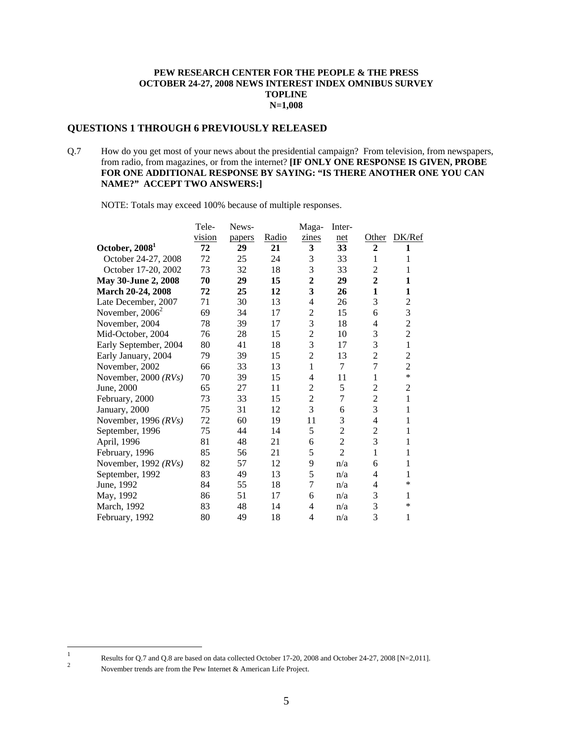**PEW RESEARCH CENTER FOR THE PEOPLE & THE PRESS**
**OCTOBER 24-27, 2008 NEWS INTEREST INDEX OMNIBUS SURVEY**
**TOPLINE**
**N=1,008**

## QUESTIONS 1 THROUGH 6 PREVIOUSLY RELEASED

Q.7 How do you get most of your news about the presidential campaign? From television, from newspapers, from radio, from magazines, or from the internet? **[IF ONLY ONE RESPONSE IS GIVEN, PROBE FOR ONE ADDITIONAL RESPONSE BY SAYING: "IS THERE ANOTHER ONE YOU CAN NAME?" ACCEPT TWO ANSWERS:]**

NOTE: Totals may exceed 100% because of multiple responses.

| | Tele-vision | News-papers | Radio | Maga-zines | Inter-net | Other | DK/Ref |
|---|---|---|---|---|---|---|---|
| **October, 2008[1]** | **72** | **29** | **21** | **3** | **33** | **2** | **1** |
| October 24-27, 2008 | 72 | 25 | 24 | 3 | 33 | 1 | 1 |
| October 17-20, 2002 | 73 | 32 | 18 | 3 | 33 | 2 | 1 |
| **May 30-June 2, 2008** | **70** | **29** | **15** | **2** | **29** | **2** | **1** |
| **March 20-24, 2008** | **72** | **25** | **12** | **3** | **26** | **1** | **1** |
| Late December, 2007 | 71 | 30 | 13 | 4 | 26 | 3 | 2 |
| November, 2006[2] | 69 | 34 | 17 | 2 | 15 | 6 | 3 |
| November, 2004 | 78 | 39 | 17 | 3 | 18 | 4 | 2 |
| Mid-October, 2004 | 76 | 28 | 15 | 2 | 10 | 3 | 2 |
| Early September, 2004 | 80 | 41 | 18 | 3 | 17 | 3 | 1 |
| Early January, 2004 | 79 | 39 | 15 | 2 | 13 | 2 | 2 |
| November, 2002 | 66 | 33 | 13 | 1 | 7 | 7 | 2 |
| November, 2000 *(RVs)* | 70 | 39 | 15 | 4 | 11 | 1 | * |
| June, 2000 | 65 | 27 | 11 | 2 | 5 | 2 | 2 |
| February, 2000 | 73 | 33 | 15 | 2 | 7 | 2 | 1 |
| January, 2000 | 75 | 31 | 12 | 3 | 6 | 3 | 1 |
| November, 1996 *(RVs)* | 72 | 60 | 19 | 11 | 3 | 4 | 1 |
| September, 1996 | 75 | 44 | 14 | 5 | 2 | 2 | 1 |
| April, 1996 | 81 | 48 | 21 | 6 | 2 | 3 | 1 |
| February, 1996 | 85 | 56 | 21 | 5 | 2 | 1 | 1 |
| November, 1992 *(RVs)* | 82 | 57 | 12 | 9 | n/a | 6 | 1 |
| September, 1992 | 83 | 49 | 13 | 5 | n/a | 4 | 1 |
| June, 1992 | 84 | 55 | 18 | 7 | n/a | 4 | * |
| May, 1992 | 86 | 51 | 17 | 6 | n/a | 3 | 1 |
| March, 1992 | 83 | 48 | 14 | 4 | n/a | 3 | * |
| February, 1992 | 80 | 49 | 18 | 4 | n/a | 3 | 1 |

[1] Results for Q.7 and Q.8 are based on data collected October 17-20, 2008 and October 24-27, 2008 [N=2,011].

[2] November trends are from the Pew Internet & American Life Project.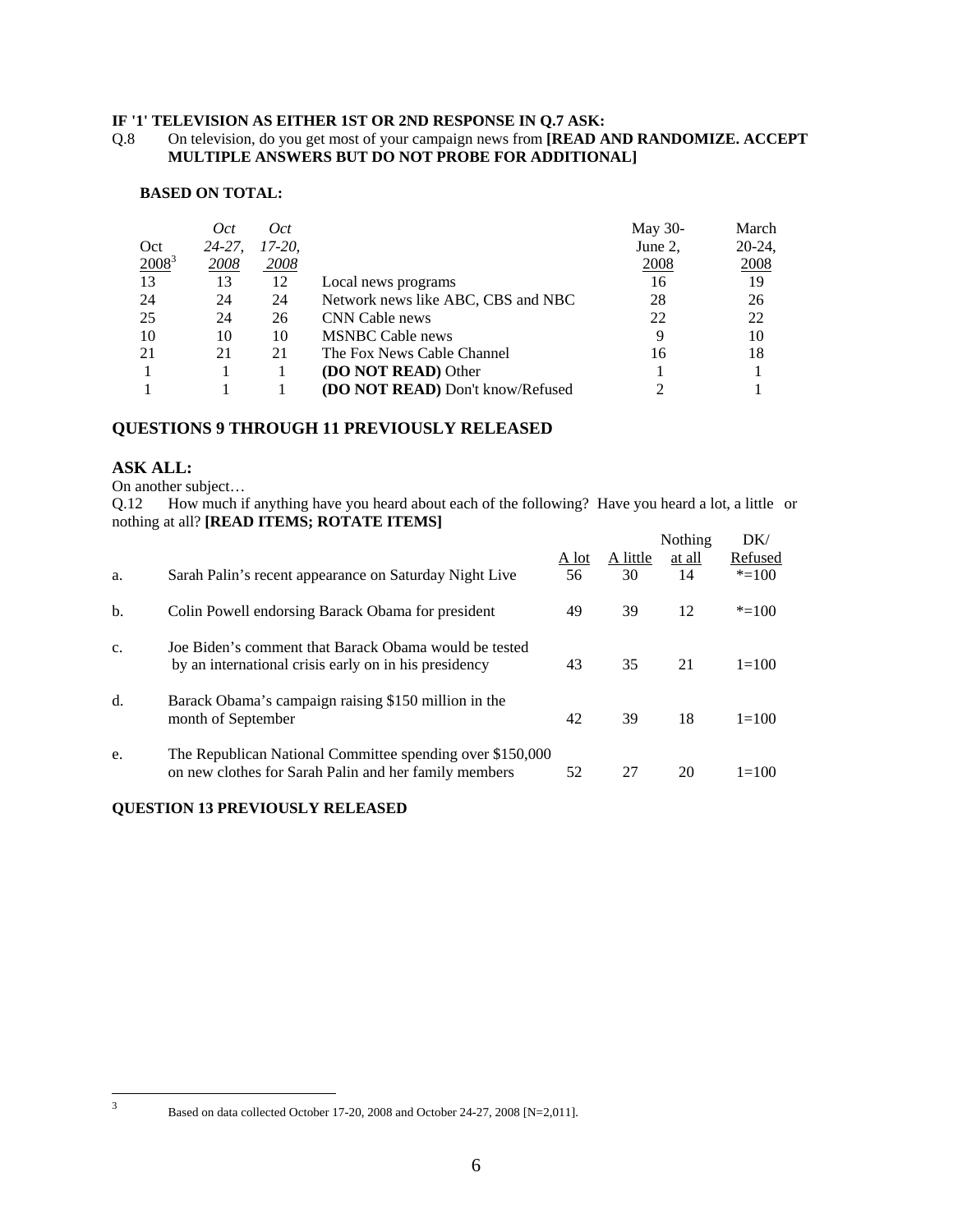**IF '1' TELEVISION AS EITHER 1ST OR 2ND RESPONSE IN Q.7 ASK:**

Q.8 On television, do you get most of your campaign news from **[READ AND RANDOMIZE. ACCEPT MULTIPLE ANSWERS BUT DO NOT PROBE FOR ADDITIONAL]**

**BASED ON TOTAL:**

| Oct 2008[3] | *Oct 24-27, 2008* | *Oct 17-20, 2008* | | May 30-June 2, 2008 | March 20-24, 2008 |
|---|---|---|---|---|---|
| 13 | 13 | 12 | Local news programs | 16 | 19 |
| 24 | 24 | 24 | Network news like ABC, CBS and NBC | 28 | 26 |
| 25 | 24 | 26 | CNN Cable news | 22 | 22 |
| 10 | 10 | 10 | MSNBC Cable news | 9 | 10 |
| 21 | 21 | 21 | The Fox News Cable Channel | 16 | 18 |
| 1 | 1 | 1 | **(DO NOT READ)** Other | 1 | 1 |
| 1 | 1 | 1 | **(DO NOT READ)** Don't know/Refused | 2 | 1 |

**QUESTIONS 9 THROUGH 11 PREVIOUSLY RELEASED**

**ASK ALL:**

On another subject…

Q.12 How much if anything have you heard about each of the following? Have you heard a lot, a little or nothing at all? **[READ ITEMS; ROTATE ITEMS]**

| | | A lot | A little | Nothing at all | DK/ Refused |
|---|---|---|---|---|---|
| a. | Sarah Palin's recent appearance on Saturday Night Live | 56 | 30 | 14 | *=100 |
| b. | Colin Powell endorsing Barack Obama for president | 49 | 39 | 12 | *=100 |
| c. | Joe Biden's comment that Barack Obama would be tested by an international crisis early on in his presidency | 43 | 35 | 21 | 1=100 |
| d. | Barack Obama's campaign raising $150 million in the month of September | 42 | 39 | 18 | 1=100 |
| e. | The Republican National Committee spending over $150,000 on new clothes for Sarah Palin and her family members | 52 | 27 | 20 | 1=100 |

**QUESTION 13 PREVIOUSLY RELEASED**

3 Based on data collected October 17-20, 2008 and October 24-27, 2008 [N=2,011].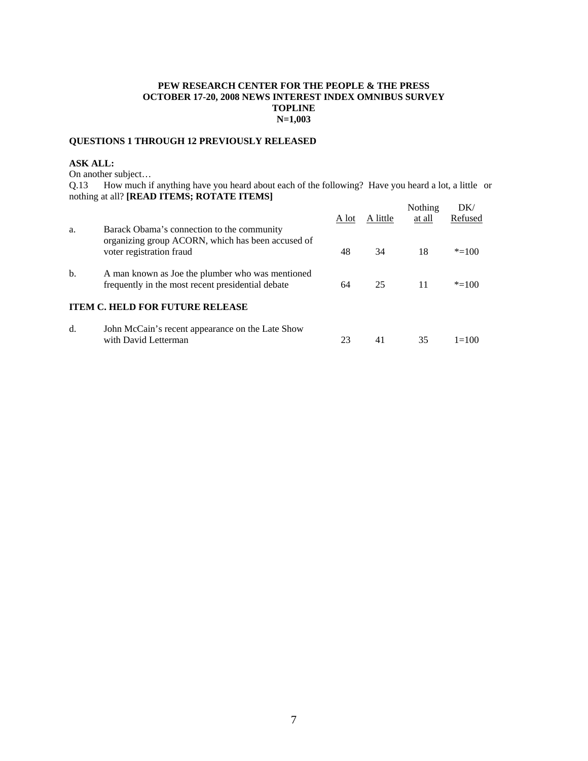**PEW RESEARCH CENTER FOR THE PEOPLE & THE PRESS**
**OCTOBER 17-20, 2008 NEWS INTEREST INDEX OMNIBUS SURVEY**
**TOPLINE**
**N=1,003**

**QUESTIONS 1 THROUGH 12 PREVIOUSLY RELEASED**

**ASK ALL:**
On another subject…
Q.13 How much if anything have you heard about each of the following? Have you heard a lot, a little or nothing at all? **[READ ITEMS; ROTATE ITEMS]**

| | | A lot | A little | Nothing at all | DK/ Refused |
|---|---|---|---|---|---|
| a. | Barack Obama's connection to the community organizing group ACORN, which has been accused of voter registration fraud | 48 | 34 | 18 | *=100 |
| b. | A man known as Joe the plumber who was mentioned frequently in the most recent presidential debate | 64 | 25 | 11 | *=100 |
| | **ITEM C. HELD FOR FUTURE RELEASE** | | | | |
| d. | John McCain's recent appearance on the Late Show with David Letterman | 23 | 41 | 35 | 1=100 |